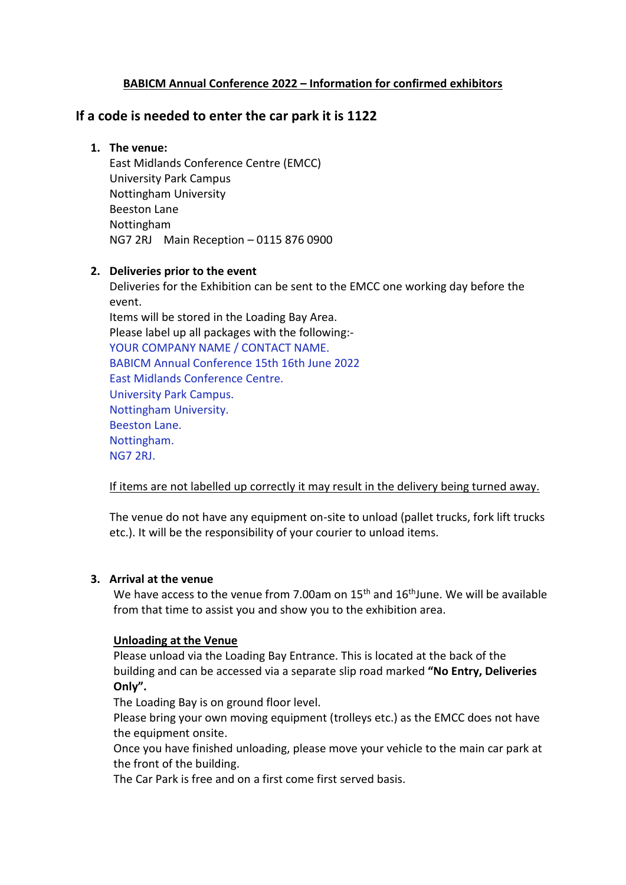# <u>BABICM Annual Conference 2022 – Information for confirmed exhibitors</u>

## If a code is needed to enter the car park it is 1122

1. **The venue:**
   East Midlands Conference Centre (EMCC)
   University Park Campus
   Nottingham University
   Beeston Lane
   Nottingham
   NG7 2RJ    Main Reception – 0115 876 0900

2. **Deliveries prior to the event**
   Deliveries for the Exhibition can be sent to the EMCC one working day before the event.
   Items will be stored in the Loading Bay Area.
   Please label up all packages with the following:-
   YOUR COMPANY NAME / CONTACT NAME.
   BABICM Annual Conference 15th 16th June 2022
   East Midlands Conference Centre.
   University Park Campus.
   Nottingham University.
   Beeston Lane.
   Nottingham.
   NG7 2RJ.

   <u>If items are not labelled up correctly it may result in the delivery being turned away.</u>

   The venue do not have any equipment on-site to unload (pallet trucks, fork lift trucks etc.). It will be the responsibility of your courier to unload items.

3. **Arrival at the venue**
   We have access to the venue from 7.00am on 15th and 16th June. We will be available from that time to assist you and show you to the exhibition area.

   **<u>Unloading at the Venue</u>**
   Please unload via the Loading Bay Entrance. This is located at the back of the building and can be accessed via a separate slip road marked **"No Entry, Deliveries Only".**
   The Loading Bay is on ground floor level.
   Please bring your own moving equipment (trolleys etc.) as the EMCC does not have the equipment onsite.
   Once you have finished unloading, please move your vehicle to the main car park at the front of the building.
   The Car Park is free and on a first come first served basis.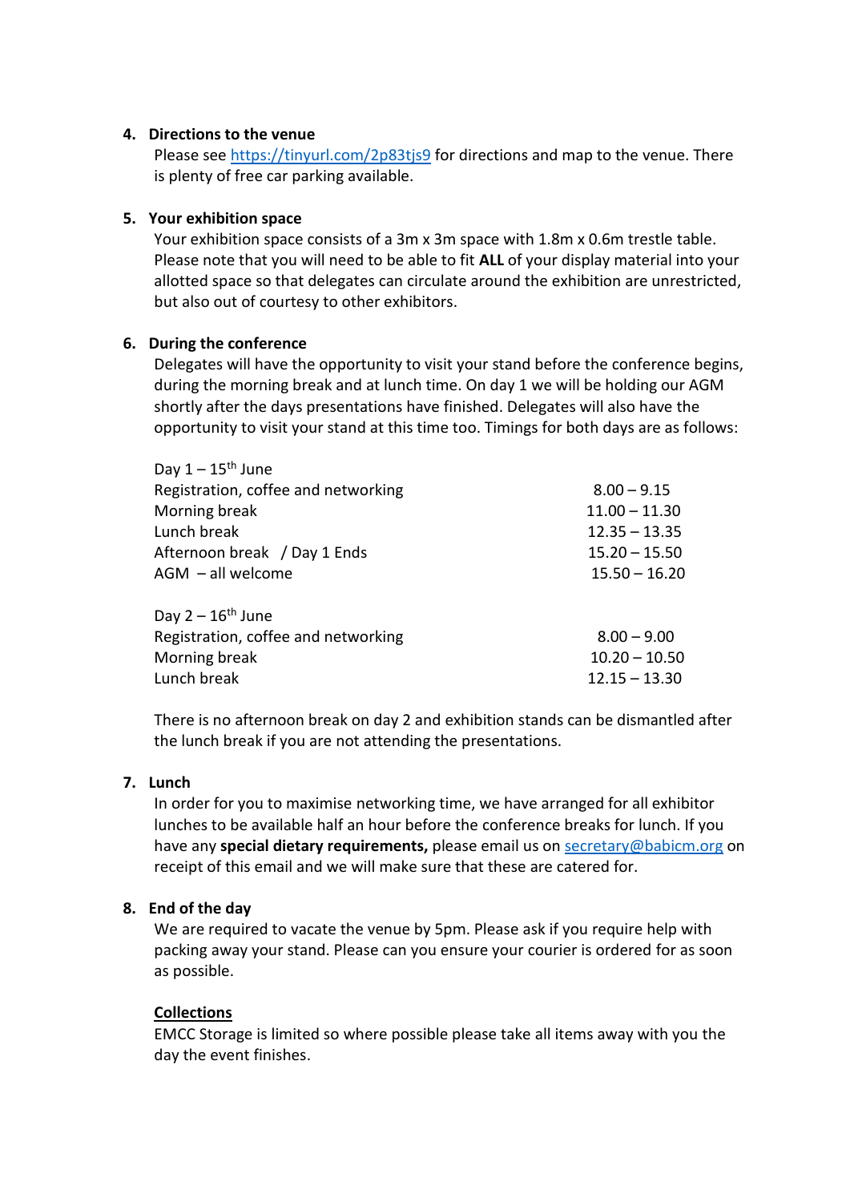4. **Directions to the venue**

   Please see https://tinyurl.com/2p83tjs9 for directions and map to the venue. There is plenty of free car parking available.

5. **Your exhibition space**

   Your exhibition space consists of a 3m x 3m space with 1.8m x 0.6m trestle table. Please note that you will need to be able to fit **ALL** of your display material into your allotted space so that delegates can circulate around the exhibition are unrestricted, but also out of courtesy to other exhibitors.

6. **During the conference**

   Delegates will have the opportunity to visit your stand before the conference begins, during the morning break and at lunch time. On day 1 we will be holding our AGM shortly after the days presentations have finished. Delegates will also have the opportunity to visit your stand at this time too. Timings for both days are as follows:

   | Day 1 – 15th June | |
   |---|---|
   | Registration, coffee and networking | 8.00 – 9.15 |
   | Morning break | 11.00 – 11.30 |
   | Lunch break | 12.35 – 13.35 |
   | Afternoon break / Day 1 Ends | 15.20 – 15.50 |
   | AGM – all welcome | 15.50 – 16.20 |

   | Day 2 – 16th June | |
   |---|---|
   | Registration, coffee and networking | 8.00 – 9.00 |
   | Morning break | 10.20 – 10.50 |
   | Lunch break | 12.15 – 13.30 |

   There is no afternoon break on day 2 and exhibition stands can be dismantled after the lunch break if you are not attending the presentations.

7. **Lunch**

   In order for you to maximise networking time, we have arranged for all exhibitor lunches to be available half an hour before the conference breaks for lunch. If you have any **special dietary requirements,** please email us on secretary@babicm.org on receipt of this email and we will make sure that these are catered for.

8. **End of the day**

   We are required to vacate the venue by 5pm. Please ask if you require help with packing away your stand. Please can you ensure your courier is ordered for as soon as possible.

   **Collections**

   EMCC Storage is limited so where possible please take all items away with you the day the event finishes.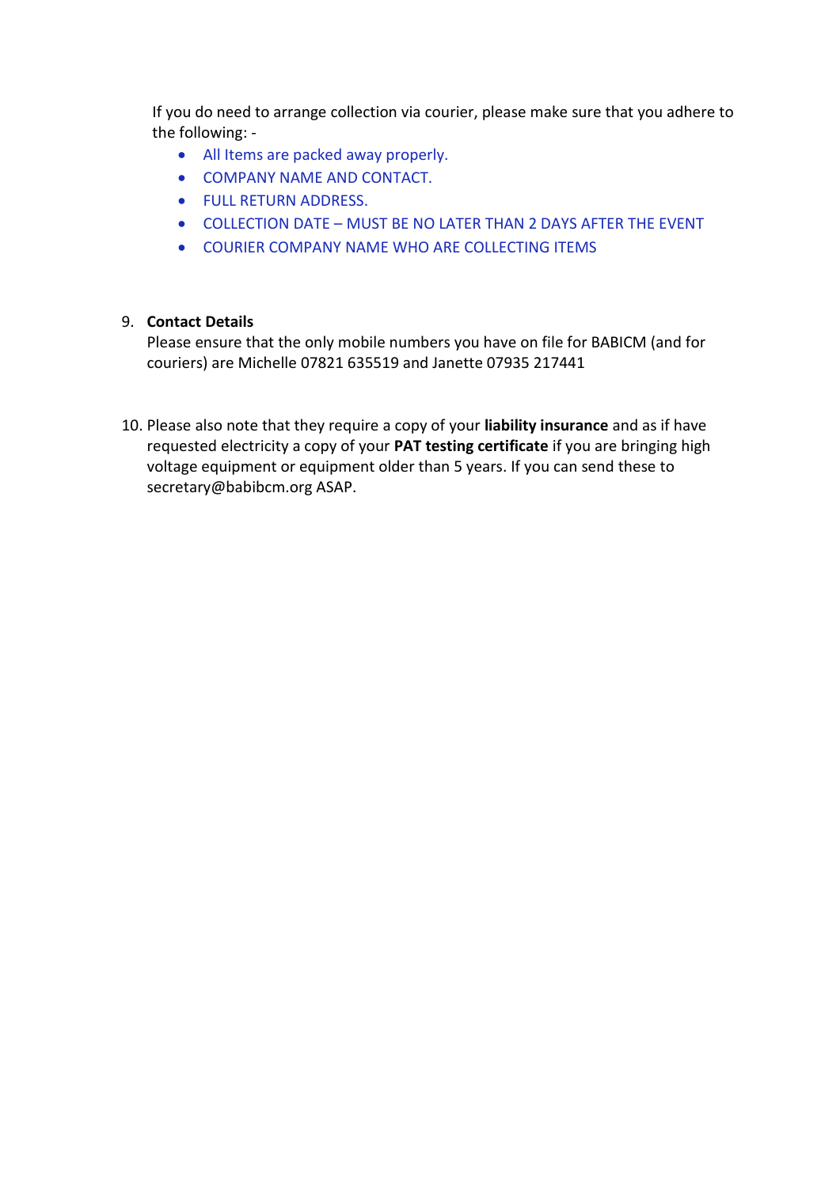If you do need to arrange collection via courier, please make sure that you adhere to the following: -

- All Items are packed away properly.
- COMPANY NAME AND CONTACT.
- FULL RETURN ADDRESS.
- COLLECTION DATE – MUST BE NO LATER THAN 2 DAYS AFTER THE EVENT
- COURIER COMPANY NAME WHO ARE COLLECTING ITEMS

9. **Contact Details**
   Please ensure that the only mobile numbers you have on file for BABICM (and for couriers) are Michelle 07821 635519 and Janette 07935 217441

10. Please also note that they require a copy of your **liability insurance** and as if have requested electricity a copy of your **PAT testing certificate** if you are bringing high voltage equipment or equipment older than 5 years. If you can send these to secretary@babibcm.org ASAP.